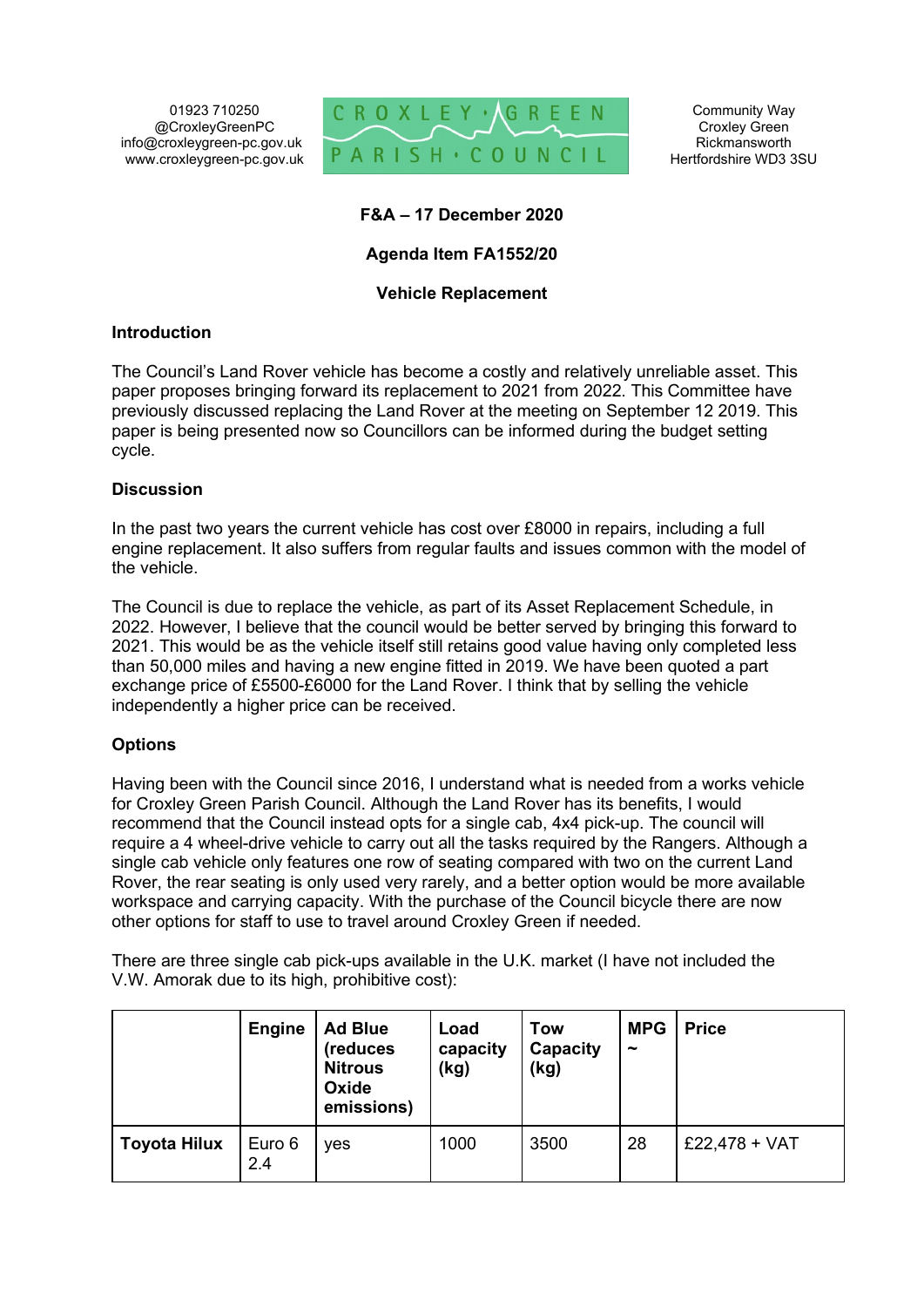01923 710250
@CroxleyGreenPC
info@croxleygreen-pc.gov.uk
www.croxleygreen-pc.gov.uk

CROXLEY GREEN PARISH COUNCIL

Community Way
Croxley Green
Rickmansworth
Hertfordshire WD3 3SU

**F&A – 17 December 2020**

**Agenda Item FA1552/20**

**Vehicle Replacement**

## Introduction

The Council's Land Rover vehicle has become a costly and relatively unreliable asset. This paper proposes bringing forward its replacement to 2021 from 2022. This Committee have previously discussed replacing the Land Rover at the meeting on September 12 2019. This paper is being presented now so Councillors can be informed during the budget setting cycle.

## Discussion

In the past two years the current vehicle has cost over £8000 in repairs, including a full engine replacement. It also suffers from regular faults and issues common with the model of the vehicle.

The Council is due to replace the vehicle, as part of its Asset Replacement Schedule, in 2022. However, I believe that the council would be better served by bringing this forward to 2021. This would be as the vehicle itself still retains good value having only completed less than 50,000 miles and having a new engine fitted in 2019. We have been quoted a part exchange price of £5500-£6000 for the Land Rover. I think that by selling the vehicle independently a higher price can be received.

## Options

Having been with the Council since 2016, I understand what is needed from a works vehicle for Croxley Green Parish Council. Although the Land Rover has its benefits, I would recommend that the Council instead opts for a single cab, 4x4 pick-up. The council will require a 4 wheel-drive vehicle to carry out all the tasks required by the Rangers. Although a single cab vehicle only features one row of seating compared with two on the current Land Rover, the rear seating is only used very rarely, and a better option would be more available workspace and carrying capacity. With the purchase of the Council bicycle there are now other options for staff to use to travel around Croxley Green if needed.

There are three single cab pick-ups available in the U.K. market (I have not included the V.W. Amorak due to its high, prohibitive cost):

| | Engine | Ad Blue (reduces Nitrous Oxide emissions) | Load capacity (kg) | Tow Capacity (kg) | MPG ~ | Price |
|---|---|---|---|---|---|---|
| **Toyota Hilux** | Euro 6 2.4 | yes | 1000 | 3500 | 28 | £22,478 + VAT |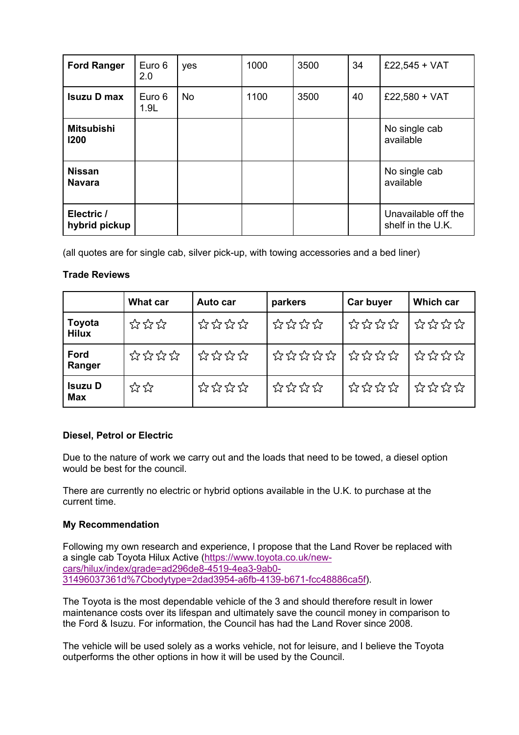| **Ford Ranger** | Euro 6 2.0 | yes | 1000 | 3500 | 34 | £22,545 + VAT |
|---|---|---|---|---|---|---|
| **Isuzu D max** | Euro 6 1.9L | No | 1100 | 3500 | 40 | £22,580 + VAT |
| **Mitsubishi l200** | | | | | | No single cab available |
| **Nissan Navara** | | | | | | No single cab available |
| **Electric / hybrid pickup** | | | | | | Unavailable off the shelf in the U.K. |

(all quotes are for single cab, silver pick-up, with towing accessories and a bed liner)

**Trade Reviews**

| | **What car** | **Auto car** | **parkers** | **Car buyer** | **Which car** |
|---|---|---|---|---|---|
| **Toyota Hilux** | ☆☆☆ | ☆☆☆☆ | ☆☆☆☆ | ☆☆☆☆ | ☆☆☆☆ |
| **Ford Ranger** | ☆☆☆☆ | ☆☆☆☆ | ☆☆☆☆☆ | ☆☆☆☆ | ☆☆☆☆ |
| **Isuzu D Max** | ☆☆ | ☆☆☆☆ | ☆☆☆☆ | ☆☆☆☆ | ☆☆☆☆ |

**Diesel, Petrol or Electric**

Due to the nature of work we carry out and the loads that need to be towed, a diesel option would be best for the council.

There are currently no electric or hybrid options available in the U.K. to purchase at the current time.

**My Recommendation**

Following my own research and experience, I propose that the Land Rover be replaced with a single cab Toyota Hilux Active (https://www.toyota.co.uk/new-cars/hilux/index/grade=ad296de8-4519-4ea3-9ab0-31496037361d%7Cbodytype=2dad3954-a6fb-4139-b671-fcc48886ca5f).

The Toyota is the most dependable vehicle of the 3 and should therefore result in lower maintenance costs over its lifespan and ultimately save the council money in comparison to the Ford & Isuzu. For information, the Council has had the Land Rover since 2008.

The vehicle will be used solely as a works vehicle, not for leisure, and I believe the Toyota outperforms the other options in how it will be used by the Council.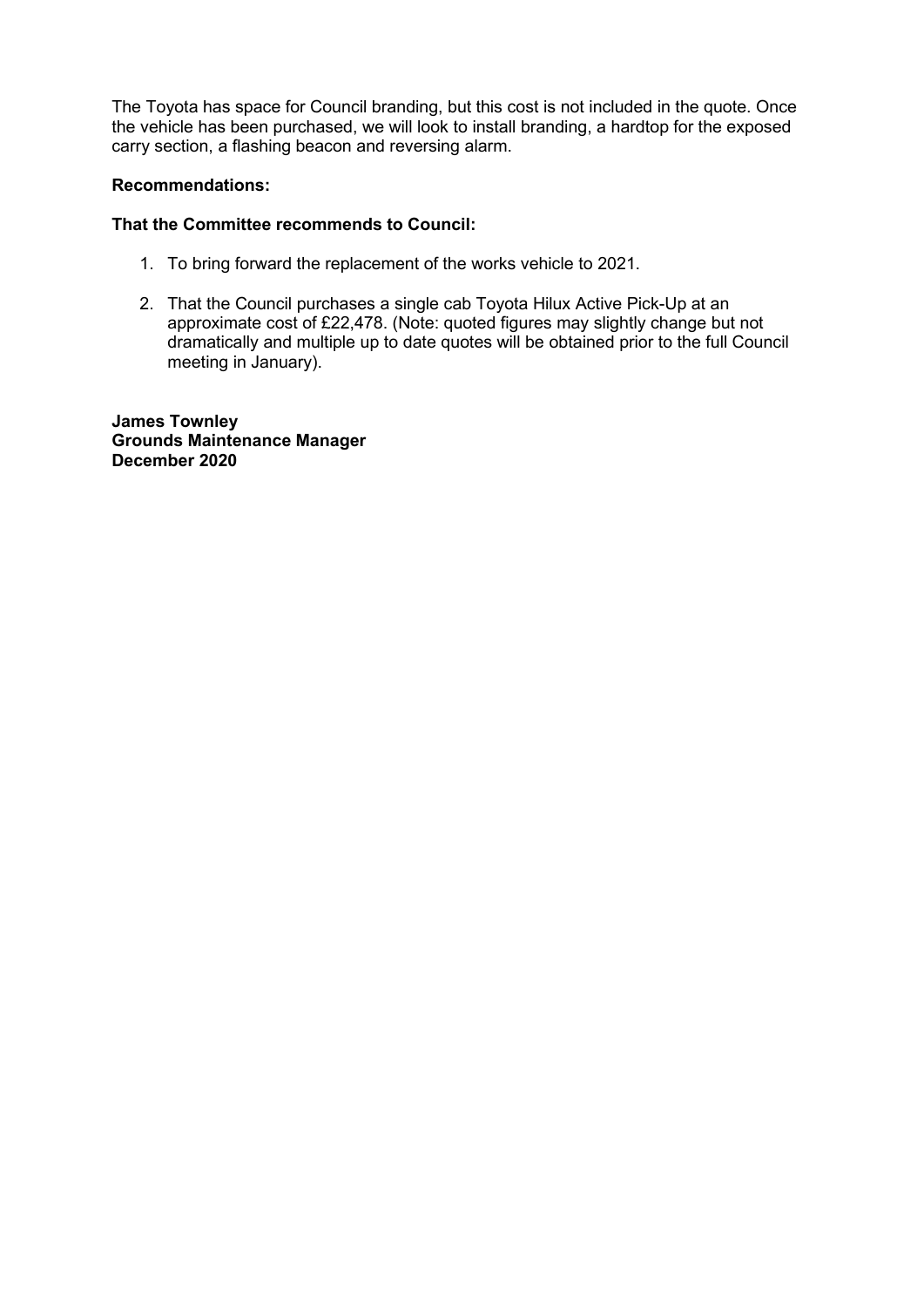The Toyota has space for Council branding, but this cost is not included in the quote. Once the vehicle has been purchased, we will look to install branding, a hardtop for the exposed carry section, a flashing beacon and reversing alarm.

**Recommendations:**

**That the Committee recommends to Council:**

1. To bring forward the replacement of the works vehicle to 2021.

2. That the Council purchases a single cab Toyota Hilux Active Pick-Up at an approximate cost of £22,478. (Note: quoted figures may slightly change but not dramatically and multiple up to date quotes will be obtained prior to the full Council meeting in January).

**James Townley**
**Grounds Maintenance Manager**
**December 2020**